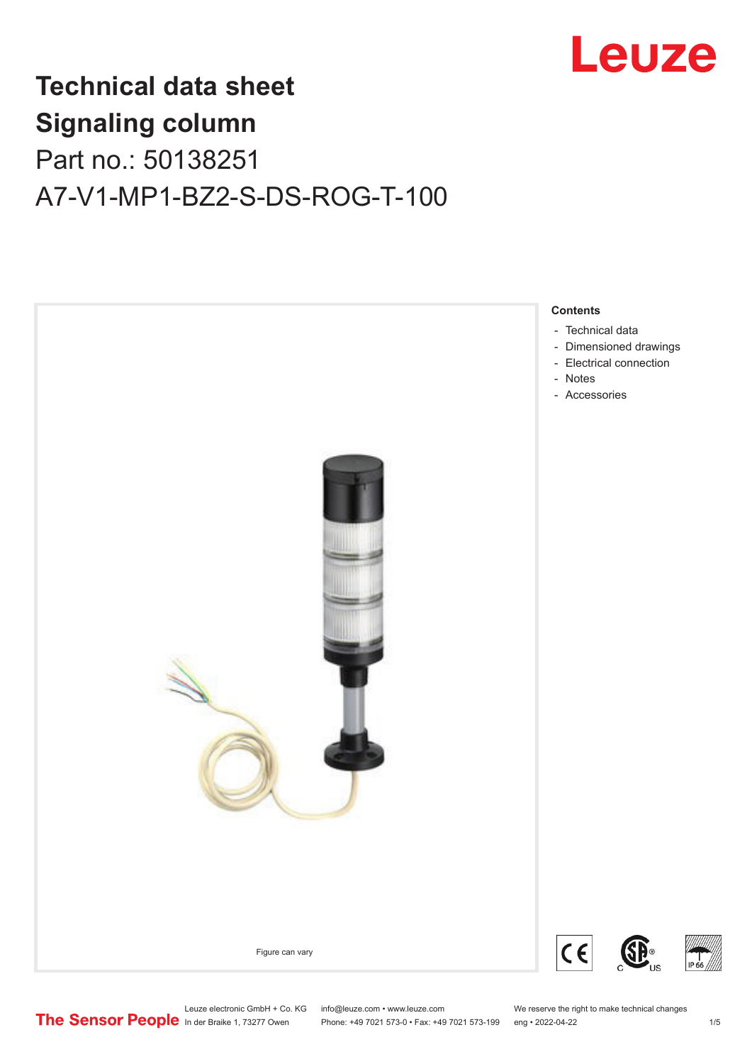# Technical data sheet
# Signaling column
## Part no.: 50138251
## A7-V1-MP1-BZ2-S-DS-ROG-T-100

Figure can vary

**Contents**

- Technical data
- Dimensioned drawings
- Electrical connection
- Notes
- Accessories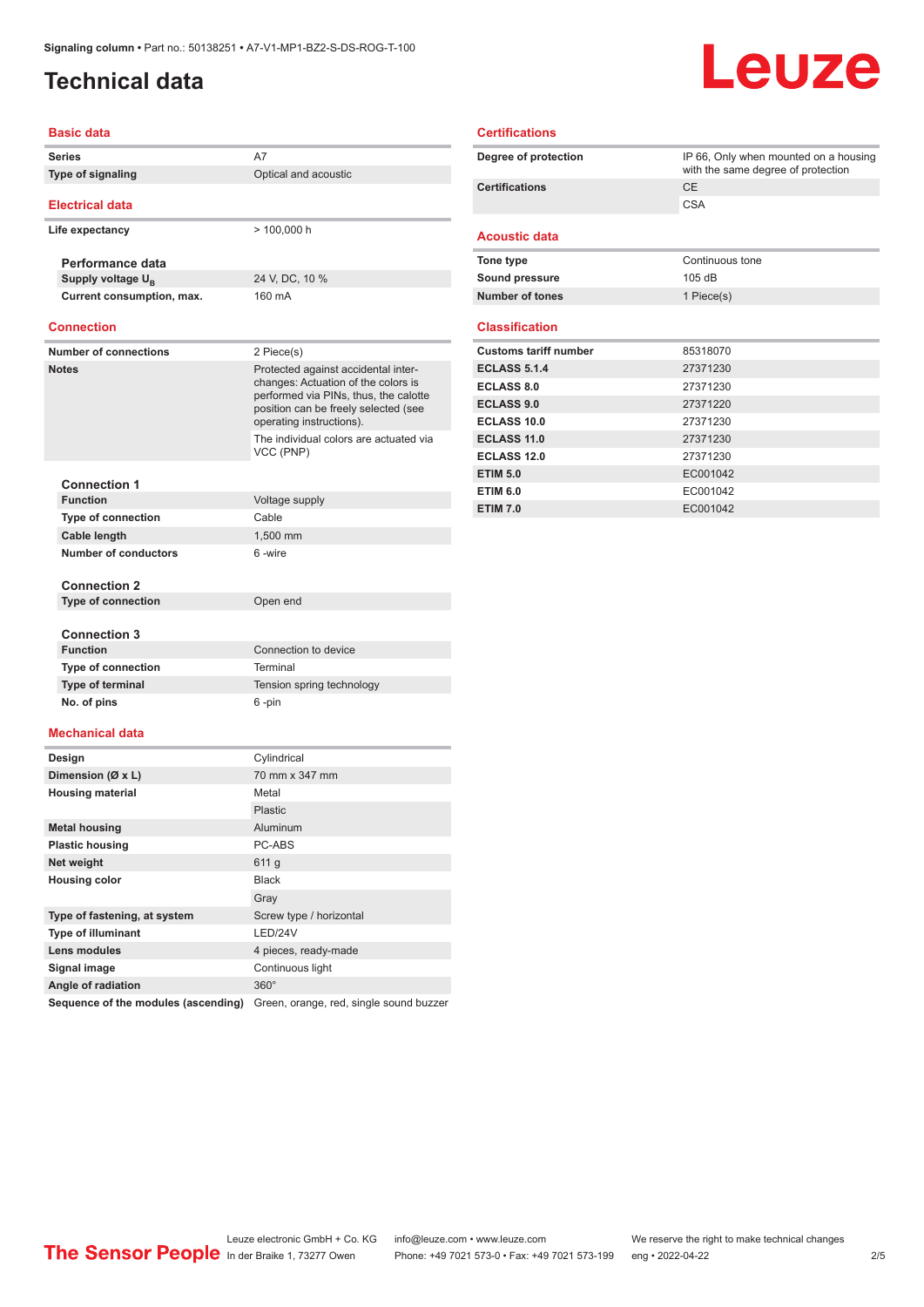# Technical data

## Basic data

| | |
|---|---|
| **Series** | A7 |
| **Type of signaling** | Optical and acoustic |

## Electrical data

| | |
|---|---|
| **Life expectancy** | > 100,000 h |

### Performance data

| | |
|---|---|
| **Supply voltage $U_B$** | 24 V, DC, 10 % |
| **Current consumption, max.** | 160 mA |

## Connection

| | |
|---|---|
| **Number of connections** | 2 Piece(s) |
| **Notes** | Protected against accidental inter-changes: Actuation of the colors is performed via PINs, thus, the calotte position can be freely selected (see operating instructions). |
| | The individual colors are actuated via VCC (PNP) |

### Connection 1

| | |
|---|---|
| **Function** | Voltage supply |
| **Type of connection** | Cable |
| **Cable length** | 1,500 mm |
| **Number of conductors** | 6 -wire |

### Connection 2

| | |
|---|---|
| **Type of connection** | Open end |

### Connection 3

| | |
|---|---|
| **Function** | Connection to device |
| **Type of connection** | Terminal |
| **Type of terminal** | Tension spring technology |
| **No. of pins** | 6 -pin |

## Mechanical data

| | |
|---|---|
| **Design** | Cylindrical |
| **Dimension (Ø x L)** | 70 mm x 347 mm |
| **Housing material** | Metal |
| | Plastic |
| **Metal housing** | Aluminum |
| **Plastic housing** | PC-ABS |
| **Net weight** | 611 g |
| **Housing color** | Black |
| | Gray |
| **Type of fastening, at system** | Screw type / horizontal |
| **Type of illuminant** | LED/24V |
| **Lens modules** | 4 pieces, ready-made |
| **Signal image** | Continuous light |
| **Angle of radiation** | 360° |
| **Sequence of the modules (ascending)** | Green, orange, red, single sound buzzer |

## Certifications

| | |
|---|---|
| **Degree of protection** | IP 66, Only when mounted on a housing with the same degree of protection |
| **Certifications** | CE |
| | CSA |

## Acoustic data

| | |
|---|---|
| **Tone type** | Continuous tone |
| **Sound pressure** | 105 dB |
| **Number of tones** | 1 Piece(s) |

## Classification

| | |
|---|---|
| **Customs tariff number** | 85318070 |
| **ECLASS 5.1.4** | 27371230 |
| **ECLASS 8.0** | 27371230 |
| **ECLASS 9.0** | 27371220 |
| **ECLASS 10.0** | 27371230 |
| **ECLASS 11.0** | 27371230 |
| **ECLASS 12.0** | 27371230 |
| **ETIM 5.0** | EC001042 |
| **ETIM 6.0** | EC001042 |
| **ETIM 7.0** | EC001042 |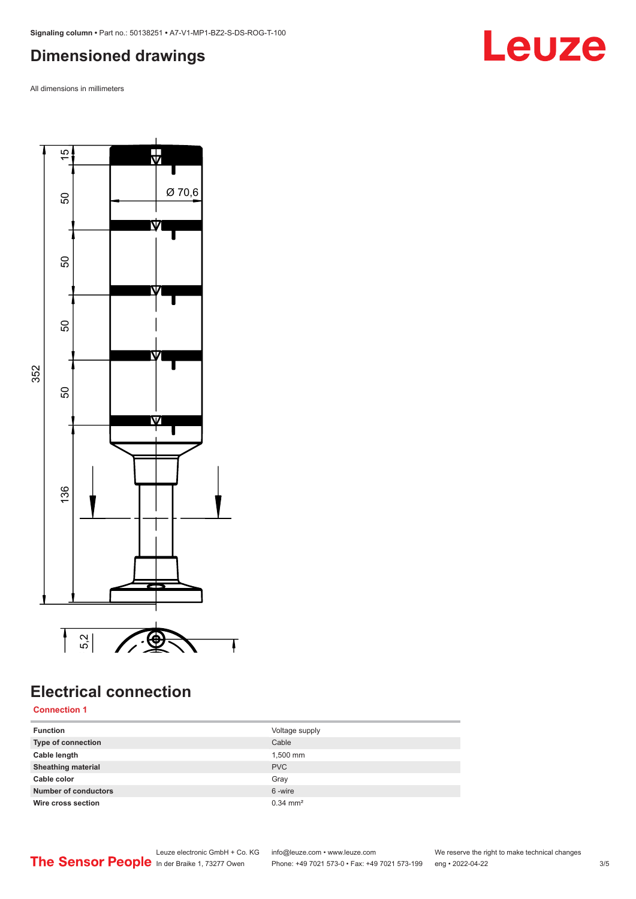## Dimensioned drawings

All dimensions in millimeters

## Electrical connection

**Connection 1**

| | |
|---|---|
| **Function** | Voltage supply |
| **Type of connection** | Cable |
| **Cable length** | 1,500 mm |
| **Sheathing material** | PVC |
| **Cable color** | Gray |
| **Number of conductors** | 6 -wire |
| **Wire cross section** | 0.34 mm² |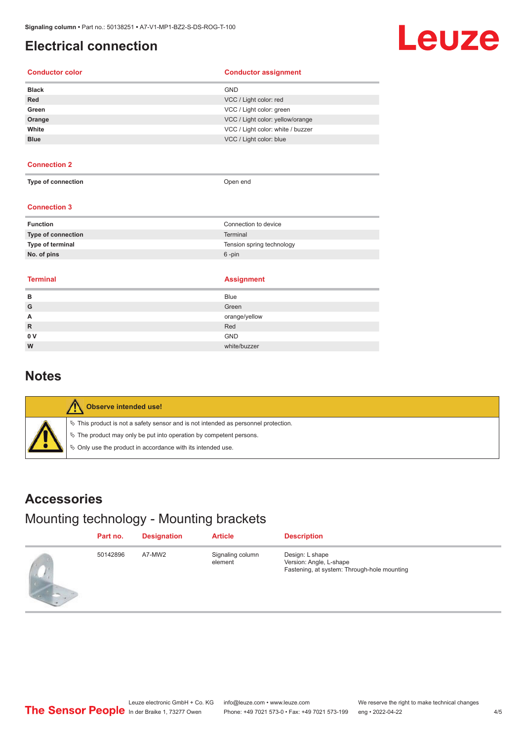# Electrical connection

| Conductor color | Conductor assignment |
| --- | --- |
| **Black** | GND |
| **Red** | VCC / Light color: red |
| **Green** | VCC / Light color: green |
| **Orange** | VCC / Light color: yellow/orange |
| **White** | VCC / Light color: white / buzzer |
| **Blue** | VCC / Light color: blue |

**Connection 2**

| | |
| --- | --- |
| **Type of connection** | Open end |

**Connection 3**

| | |
| --- | --- |
| **Function** | Connection to device |
| **Type of connection** | Terminal |
| **Type of terminal** | Tension spring technology |
| **No. of pins** | 6 -pin |

| Terminal | Assignment |
| --- | --- |
| **B** | Blue |
| **G** | Green |
| **A** | orange/yellow |
| **R** | Red |
| **0 V** | GND |
| **W** | white/buzzer |

# Notes

**Observe intended use!**

- This product is not a safety sensor and is not intended as personnel protection.
- The product may only be put into operation by competent persons.
- Only use the product in accordance with its intended use.

# Accessories

## Mounting technology - Mounting brackets

| Part no. | Designation | Article | Description |
| --- | --- | --- | --- |
| 50142896 | A7-MW2 | Signaling column element | Design: L shape<br>Version: Angle, L-shape<br>Fastening, at system: Through-hole mounting |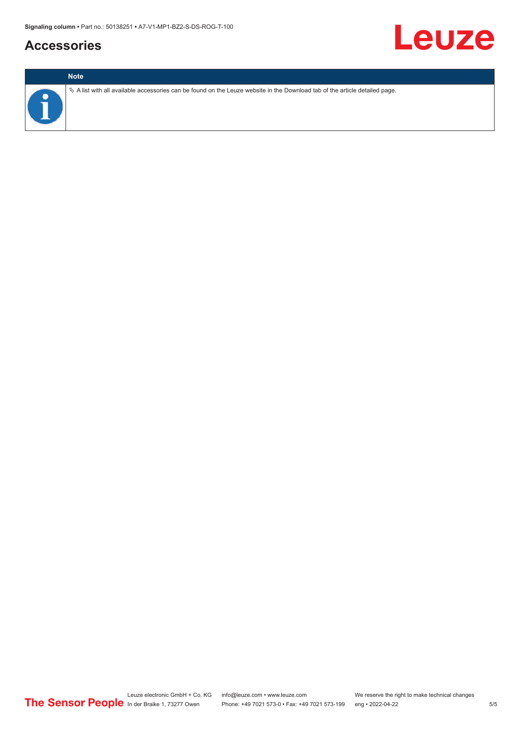## Accessories

| | Note |
|---|---|
| | ↳ A list with all available accessories can be found on the Leuze website in the Download tab of the article detailed page. |